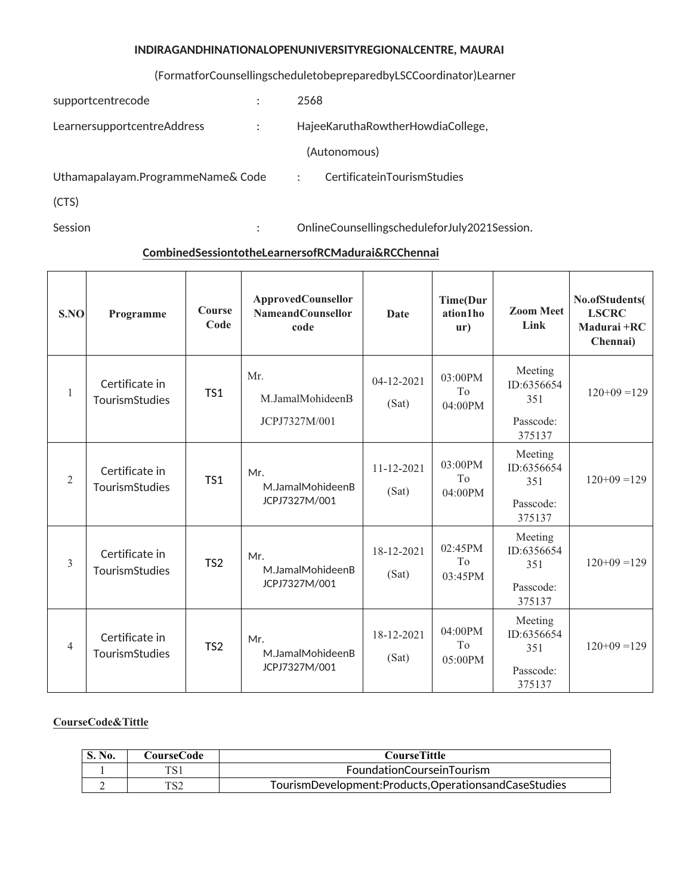**INDIRAGANDHINATIONALOPENUNIVERSITYREGIONALCENTRE, MAURAI**

(FormatforCounsellingscheduletobepreparedbyLSCCoordinator)Learner

supportcentrecode : 2568

LearnersupportcentreAddress : HajeeKaruthaRowtherHowdiaCollege, (Autonomous)

Uthamapalayam.ProgrammeName& Code : CertificateinTourismStudies (CTS)

Session : OnlineCounsellingscheduleforJuly2021Session.

**CombinedSessiontotheLearnersofRCMadurai&RCChennai**

| S.NO | Programme | Course Code | ApprovedCounsellor NameandCounsellor code | Date | Time(Duration1hour) | Zoom Meet Link | No.ofStudents( LSCRC Madurai +RC Chennai) |
|---|---|---|---|---|---|---|---|
| 1 | Certificate in TourismStudies | TS1 | Mr. M.JamalMohideenB JCPJ7327M/001 | 04-12-2021 (Sat) | 03:00PM To 04:00PM | Meeting ID:6356654351 Passcode: 375137 | 120+09 =129 |
| 2 | Certificate in TourismStudies | TS1 | Mr. M.JamalMohideenB JCPJ7327M/001 | 11-12-2021 (Sat) | 03:00PM To 04:00PM | Meeting ID:6356654351 Passcode: 375137 | 120+09 =129 |
| 3 | Certificate in TourismStudies | TS2 | Mr. M.JamalMohideenB JCPJ7327M/001 | 18-12-2021 (Sat) | 02:45PM To 03:45PM | Meeting ID:6356654351 Passcode: 375137 | 120+09 =129 |
| 4 | Certificate in TourismStudies | TS2 | Mr. M.JamalMohideenB JCPJ7327M/001 | 18-12-2021 (Sat) | 04:00PM To 05:00PM | Meeting ID:6356654351 Passcode: 375137 | 120+09 =129 |

**CourseCode&Tittle**

| S. No. | CourseCode | CourseTittle |
|---|---|---|
| 1 | TS1 | FoundationCourseinTourism |
| 2 | TS2 | TourismDevelopment:Products,OperationsandCaseStudies |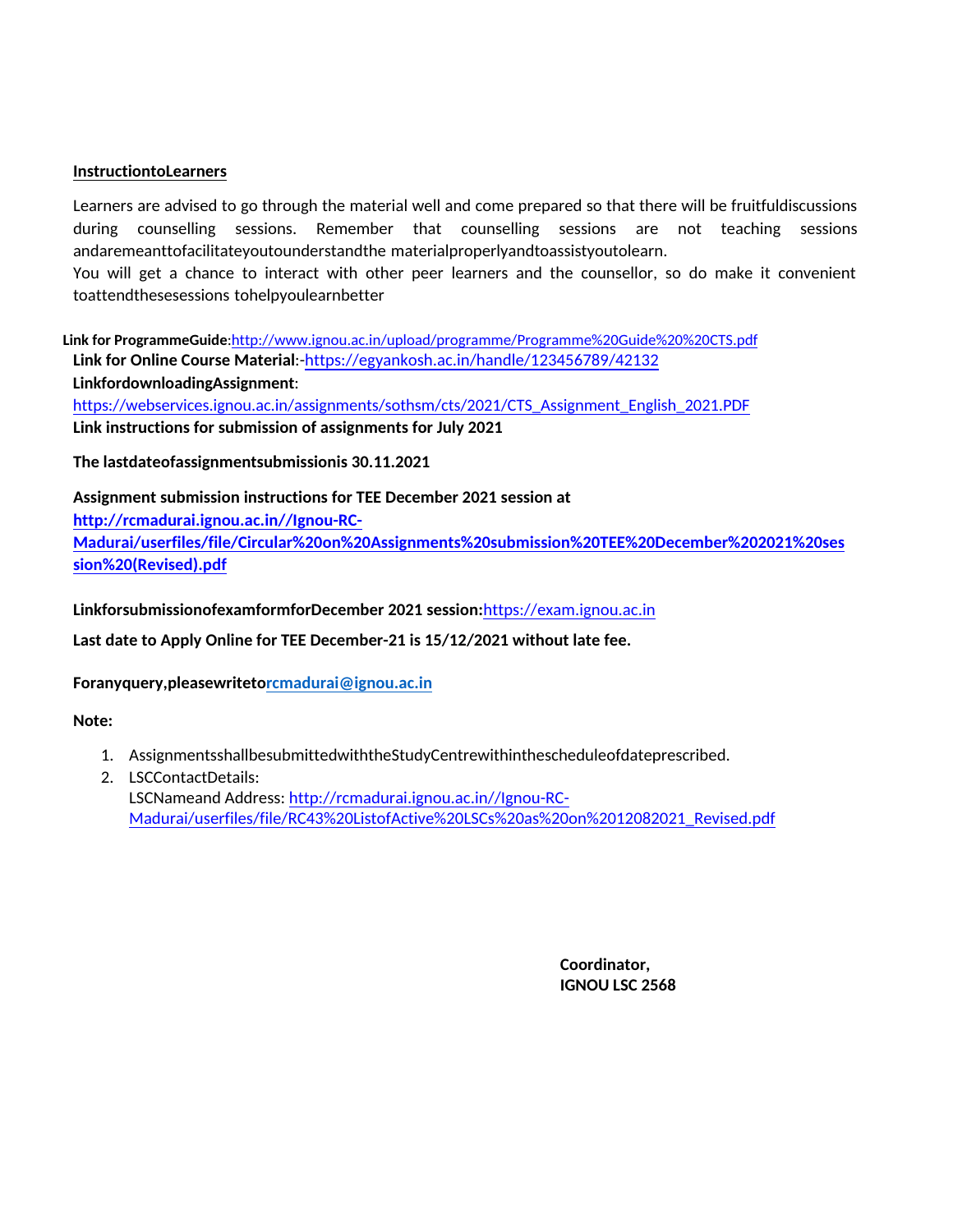**<u>InstructiontoLearners</u>**

Learners are advised to go through the material well and come prepared so that there will be fruitfuldiscussions during counselling sessions. Remember that counselling sessions are not teaching sessions andaremeanttofacilitateyoutounderstandthe materialproperlyandtoassistyoutolearn.
You will get a chance to interact with other peer learners and the counsellor, so do make it convenient toattendthesesessions tohelpyoulearnbetter

**Link for ProgrammeGuide**:http://www.ignou.ac.in/upload/programme/Programme%20Guide%20%20CTS.pdf
**Link for Online Course Material**:-https://egyankosh.ac.in/handle/123456789/42132
**LinkfordownloadingAssignment**:
https://webservices.ignou.ac.in/assignments/sothsm/cts/2021/CTS_Assignment_English_2021.PDF
**Link instructions for submission of assignments for July 2021**

**The lastdateofassignmentsubmissionis 30.11.2021**

**Assignment submission instructions for TEE December 2021 session at**
**http://rcmadurai.ignou.ac.in//Ignou-RC-Madurai/userfiles/file/Circular%20on%20Assignments%20submission%20TEE%20December%202021%20session%20(Revised).pdf**

**LinkforsubmissionofexamformforDecember 2021 session:**https://exam.ignou.ac.in

**Last date to Apply Online for TEE December-21 is 15/12/2021 without late fee.**

**Foranyquery,pleasewriteto**rcmadurai@ignou.ac.in

**Note:**

1. AssignmentsshallbesubmittedwiththeStudyCentrewithinthescheduleofdateprescribed.
2. LSCContactDetails:
   LSCNameand Address: http://rcmadurai.ignou.ac.in//Ignou-RC-Madurai/userfiles/file/RC43%20ListofActive%20LSCs%20as%20on%2012082021_Revised.pdf

**Coordinator,**
**IGNOU LSC 2568**